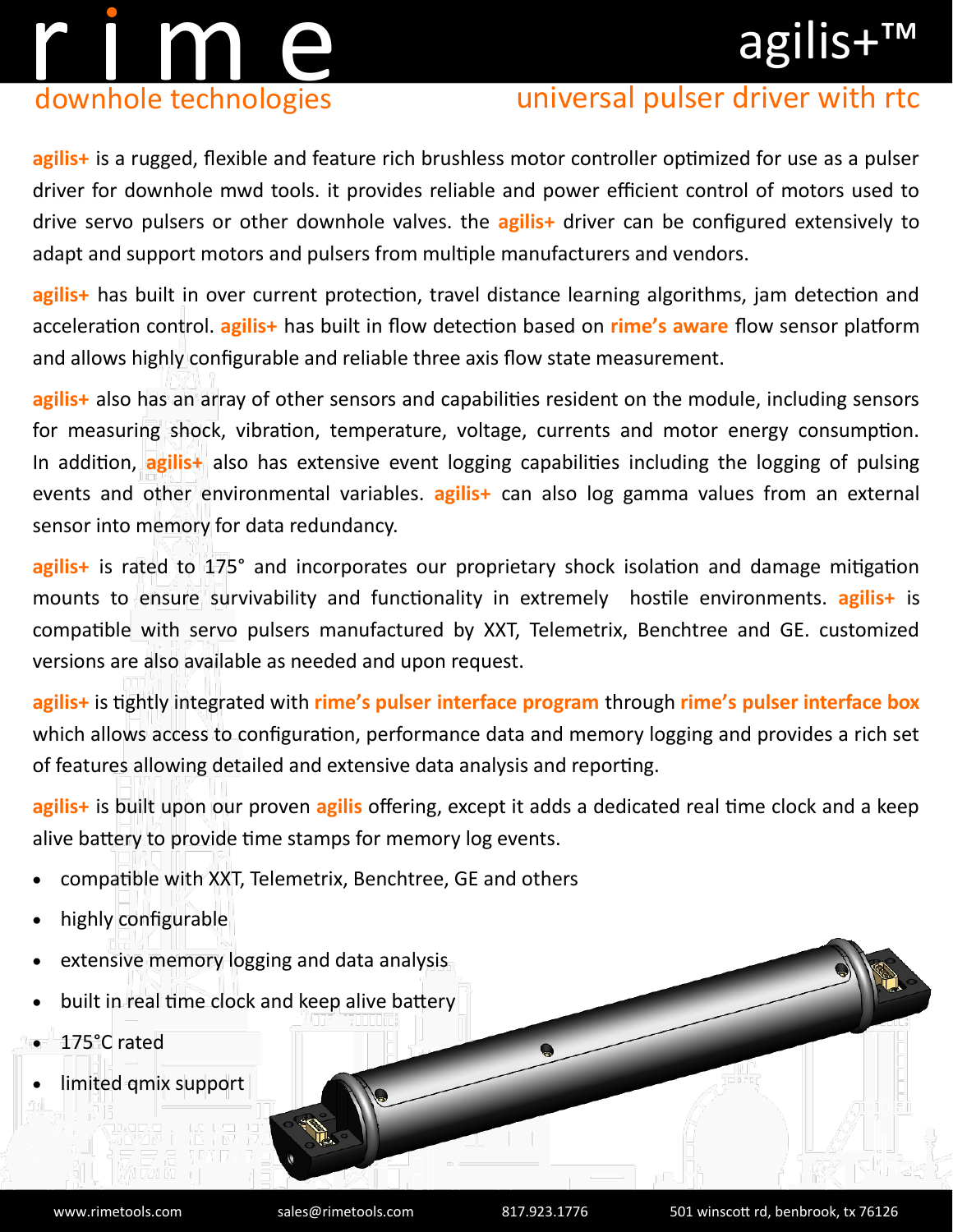# rime

downhole technologies

# agilis+™

## universal pulser driver with rtc

**agilis+** is a rugged, flexible and feature rich brushless motor controller optimized for use as a pulser driver for downhole mwd tools. it provides reliable and power efficient control of motors used to drive servo pulsers or other downhole valves. the **agilis+** driver can be configured extensively to adapt and support motors and pulsers from multiple manufacturers and vendors.

**agilis+** has built in over current protection, travel distance learning algorithms, jam detection and acceleration control. **agilis+** has built in flow detection based on **rime's aware** flow sensor platform and allows highly configurable and reliable three axis flow state measurement.

**agilis+** also has an array of other sensors and capabilities resident on the module, including sensors for measuring shock, vibration, temperature, voltage, currents and motor energy consumption. In addition, **agilis+** also has extensive event logging capabilities including the logging of pulsing events and other environmental variables. **agilis+** can also log gamma values from an external sensor into memory for data redundancy.

**agilis+** is rated to 175° and incorporates our proprietary shock isolation and damage mitigation mounts to ensure survivability and functionality in extremely hostile environments. **agilis+** is compatible with servo pulsers manufactured by XXT, Telemetrix, Benchtree and GE. customized versions are also available as needed and upon request.

**agilis+** is tightly integrated with **rime's pulser interface program** through **rime's pulser interface box** which allows access to configuration, performance data and memory logging and provides a rich set of features allowing detailed and extensive data analysis and reporting.

**agilis+** is built upon our proven **agilis** offering, except it adds a dedicated real time clock and a keep alive battery to provide time stamps for memory log events.

- compatible with XXT, Telemetrix, Benchtree, GE and others
- highly configurable
- extensive memory logging and data analysis
- built in real time clock and keep alive battery
- 175°C rated
- limited qmix support

www.rimetools.com | sales@rimetools.com | 817.923.1776 | 501 winscott rd, benbrook, tx 76126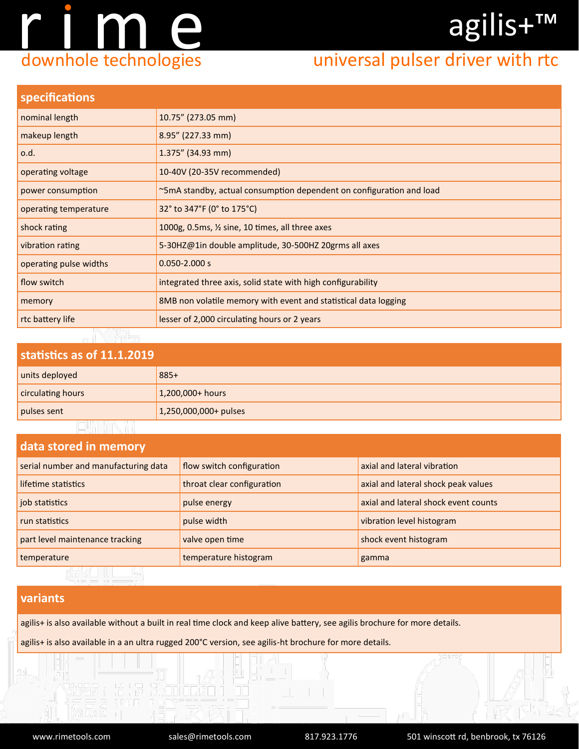# rime downhole technologies

# agilis+™ universal pulser driver with rtc

## specifications

| | |
|---|---|
| nominal length | 10.75" (273.05 mm) |
| makeup length | 8.95" (227.33 mm) |
| o.d. | 1.375" (34.93 mm) |
| operating voltage | 10-40V (20-35V recommended) |
| power consumption | ~5mA standby, actual consumption dependent on configuration and load |
| operating temperature | 32° to 347°F (0° to 175°C) |
| shock rating | 1000g, 0.5ms, ½ sine, 10 times, all three axes |
| vibration rating | 5-30HZ@1in double amplitude, 30-500HZ 20grms all axes |
| operating pulse widths | 0.050-2.000 s |
| flow switch | integrated three axis, solid state with high configurability |
| memory | 8MB non volatile memory with event and statistical data logging |
| rtc battery life | lesser of 2,000 circulating hours or 2 years |

## statistics as of 11.1.2019

| | |
|---|---|
| units deployed | 885+ |
| circulating hours | 1,200,000+ hours |
| pulses sent | 1,250,000,000+ pulses |

## data stored in memory

| | | |
|---|---|---|
| serial number and manufacturing data | flow switch configuration | axial and lateral vibration |
| lifetime statistics | throat clear configuration | axial and lateral shock peak values |
| job statistics | pulse energy | axial and lateral shock event counts |
| run statistics | pulse width | vibration level histogram |
| part level maintenance tracking | valve open time | shock event histogram |
| temperature | temperature histogram | gamma |

## variants

agilis+ is also available without a built in real time clock and keep alive battery, see agilis brochure for more details.

agilis+ is also available in a an ultra rugged 200°C version, see agilis-ht brochure for more details.

www.rimetools.com sales@rimetools.com 817.923.1776 501 winscott rd, benbrook, tx 76126